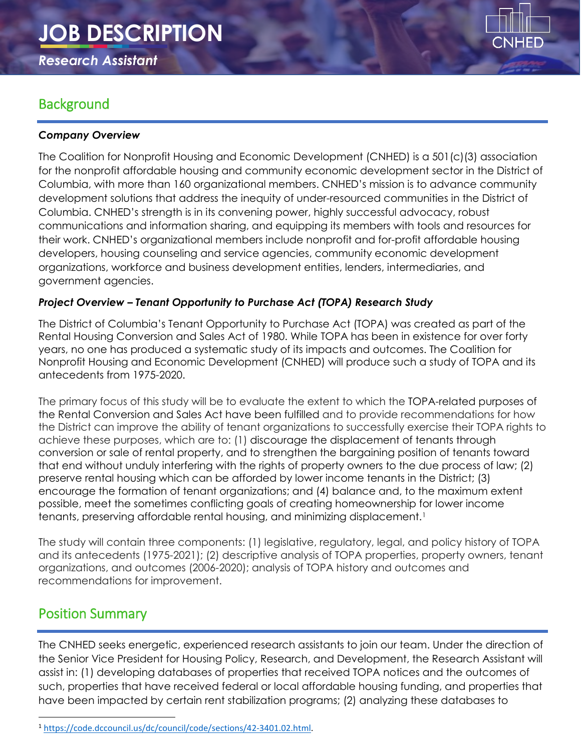# JOB DESCRIPTION

*Research Assistant*

CNHED

## Background

***Company Overview***

The Coalition for Nonprofit Housing and Economic Development (CNHED) is a 501(c)(3) association for the nonprofit affordable housing and community economic development sector in the District of Columbia, with more than 160 organizational members. CNHED's mission is to advance community development solutions that address the inequity of under-resourced communities in the District of Columbia. CNHED's strength is in its convening power, highly successful advocacy, robust communications and information sharing, and equipping its members with tools and resources for their work. CNHED's organizational members include nonprofit and for-profit affordable housing developers, housing counseling and service agencies, community economic development organizations, workforce and business development entities, lenders, intermediaries, and government agencies.

***Project Overview – Tenant Opportunity to Purchase Act (TOPA) Research Study***

The District of Columbia's Tenant Opportunity to Purchase Act (TOPA) was created as part of the Rental Housing Conversion and Sales Act of 1980. While TOPA has been in existence for over forty years, no one has produced a systematic study of its impacts and outcomes. The Coalition for Nonprofit Housing and Economic Development (CNHED) will produce such a study of TOPA and its antecedents from 1975-2020.

The primary focus of this study will be to evaluate the extent to which the TOPA-related purposes of the Rental Conversion and Sales Act have been fulfilled and to provide recommendations for how the District can improve the ability of tenant organizations to successfully exercise their TOPA rights to achieve these purposes, which are to: (1) discourage the displacement of tenants through conversion or sale of rental property, and to strengthen the bargaining position of tenants toward that end without unduly interfering with the rights of property owners to the due process of law; (2) preserve rental housing which can be afforded by lower income tenants in the District; (3) encourage the formation of tenant organizations; and (4) balance and, to the maximum extent possible, meet the sometimes conflicting goals of creating homeownership for lower income tenants, preserving affordable rental housing, and minimizing displacement.[1]

The study will contain three components: (1) legislative, regulatory, legal, and policy history of TOPA and its antecedents (1975-2021); (2) descriptive analysis of TOPA properties, property owners, tenant organizations, and outcomes (2006-2020); analysis of TOPA history and outcomes and recommendations for improvement.

## Position Summary

The CNHED seeks energetic, experienced research assistants to join our team. Under the direction of the Senior Vice President for Housing Policy, Research, and Development, the Research Assistant will assist in: (1) developing databases of properties that received TOPA notices and the outcomes of such, properties that have received federal or local affordable housing funding, and properties that have been impacted by certain rent stabilization programs; (2) analyzing these databases to

[1] https://code.dccouncil.us/dc/council/code/sections/42-3401.02.html.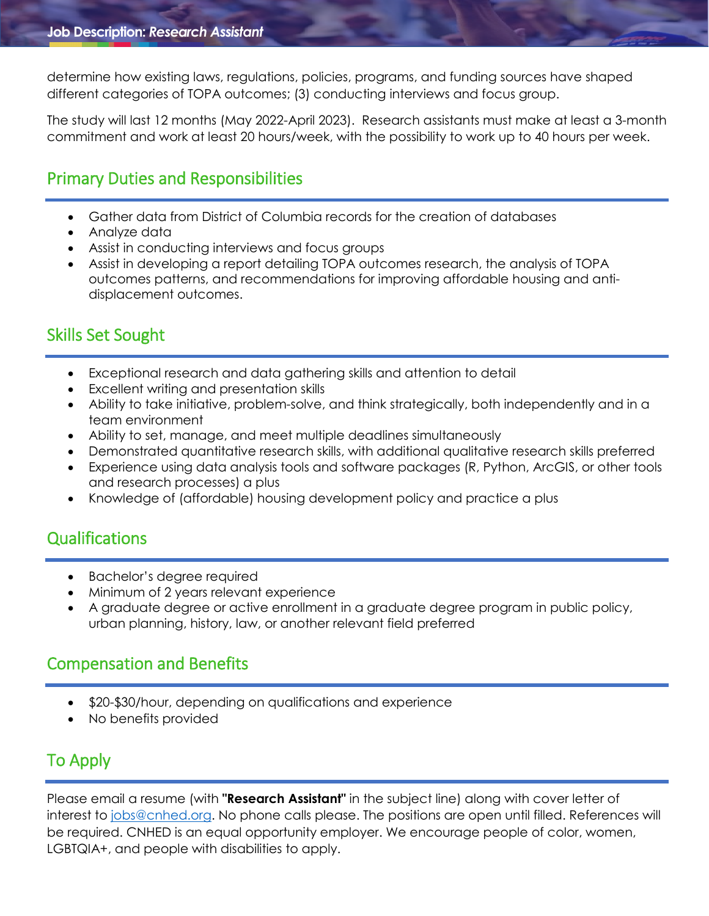determine how existing laws, regulations, policies, programs, and funding sources have shaped different categories of TOPA outcomes; (3) conducting interviews and focus group.

The study will last 12 months (May 2022-April 2023). Research assistants must make at least a 3-month commitment and work at least 20 hours/week, with the possibility to work up to 40 hours per week.

## Primary Duties and Responsibilities

- Gather data from District of Columbia records for the creation of databases
- Analyze data
- Assist in conducting interviews and focus groups
- Assist in developing a report detailing TOPA outcomes research, the analysis of TOPA outcomes patterns, and recommendations for improving affordable housing and anti-displacement outcomes.

## Skills Set Sought

- Exceptional research and data gathering skills and attention to detail
- Excellent writing and presentation skills
- Ability to take initiative, problem-solve, and think strategically, both independently and in a team environment
- Ability to set, manage, and meet multiple deadlines simultaneously
- Demonstrated quantitative research skills, with additional qualitative research skills preferred
- Experience using data analysis tools and software packages (R, Python, ArcGIS, or other tools and research processes) a plus
- Knowledge of (affordable) housing development policy and practice a plus

## Qualifications

- Bachelor's degree required
- Minimum of 2 years relevant experience
- A graduate degree or active enrollment in a graduate degree program in public policy, urban planning, history, law, or another relevant field preferred

## Compensation and Benefits

- $20-$30/hour, depending on qualifications and experience
- No benefits provided

## To Apply

Please email a resume (with **"Research Assistant"** in the subject line) along with cover letter of interest to jobs@cnhed.org. No phone calls please. The positions are open until filled. References will be required. CNHED is an equal opportunity employer. We encourage people of color, women, LGBTQIA+, and people with disabilities to apply.